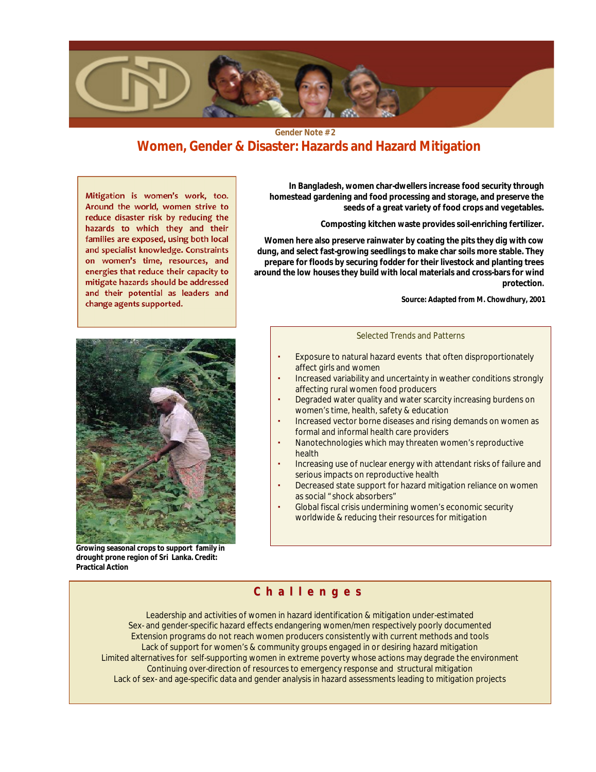Gender Note #2

# Women, Gender & Disaster: Hazards and Hazard Mitigation

Mitigation is women's work, too. Around the world, women strive to reduce disaster risk by reducing the hazards to which they and their families are exposed, using both local and specialist knowledge. Constraints on women's time, resources, and energies that reduce their capacity to mitigate hazards should be addressed and their potential as leaders and change agents supported.

**In Bangladesh, women char-dwellers increase food security through homestead gardening and food processing and storage, and preserve the seeds of a great variety of food crops and vegetables.**

**Composting kitchen waste provides soil-enriching fertilizer.**

**Women here also preserve rainwater by coating the pits they dig with cow dung, and select fast-growing seedlings to make char soils more stable. They prepare for floods by securing fodder for their livestock and planting trees around the low houses they build with local materials and cross-bars for wind protection.**

**Source: Adapted from M. Chowdhury, 2001**

**Growing seasonal crops to support family in drought prone region of Sri Lanka. Credit: Practical Action**

### Selected Trends and Patterns

- Exposure to natural hazard events that often disproportionately affect girls and women
- Increased variability and uncertainty in weather conditions strongly affecting rural women food producers
- Degraded water quality and water scarcity increasing burdens on women's time, health, safety & education
- Increased vector borne diseases and rising demands on women as formal and informal health care providers
- Nanotechnologies which may threaten women's reproductive health
- Increasing use of nuclear energy with attendant risks of failure and serious impacts on reproductive health
- Decreased state support for hazard mitigation reliance on women as social "shock absorbers"
- Global fiscal crisis undermining women's economic security worldwide & reducing their resources for mitigation

## Challenges

Leadership and activities of women in hazard identification & mitigation under-estimated
Sex- and gender-specific hazard effects endangering women/men respectively poorly documented
Extension programs do not reach women producers consistently with current methods and tools
Lack of support for women's & community groups engaged in or desiring hazard mitigation
Limited alternatives for self-supporting women in extreme poverty whose actions may degrade the environment
Continuing over-direction of resources to emergency response and structural mitigation
Lack of sex- and age-specific data and gender analysis in hazard assessments leading to mitigation projects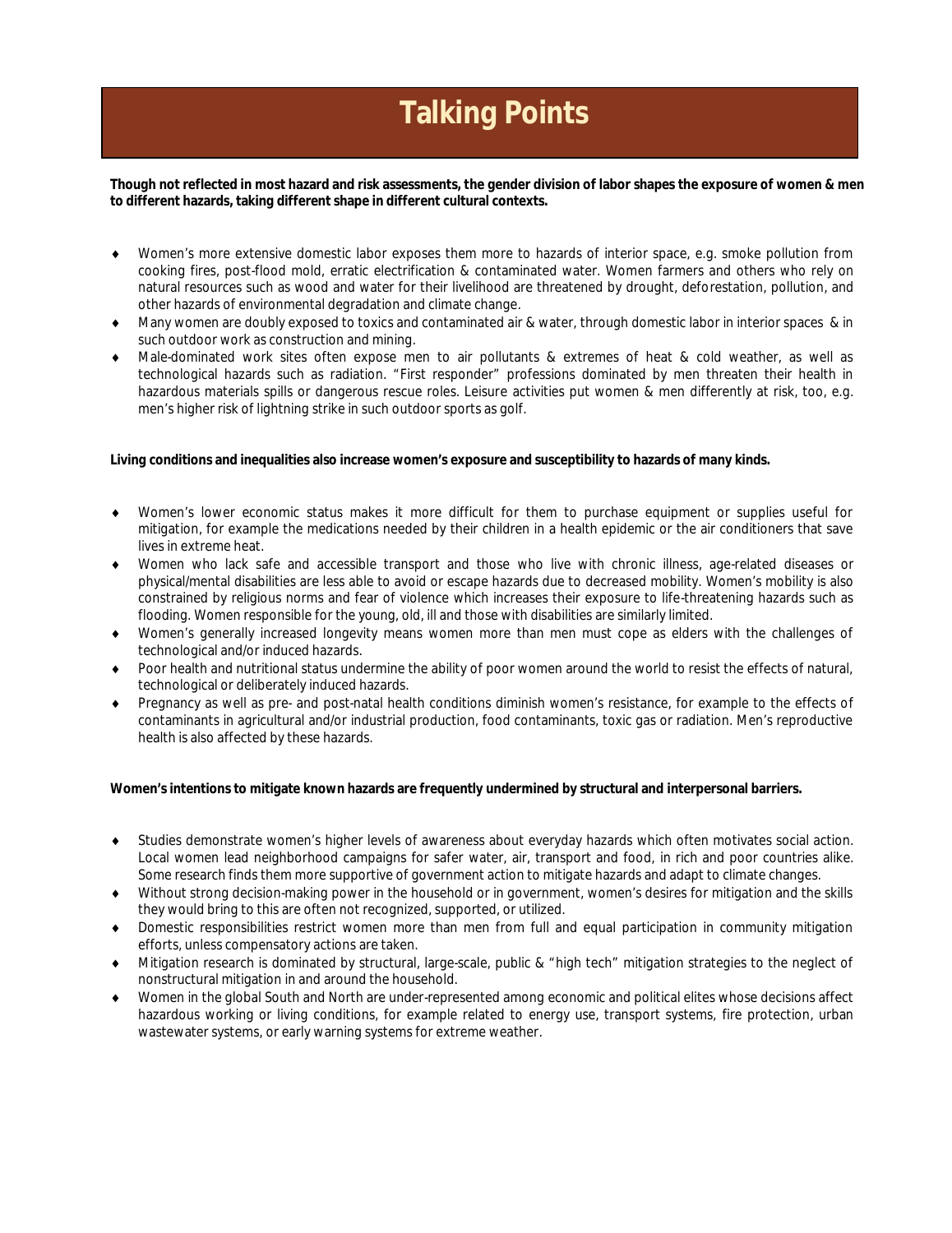# Talking Points

**Though not reflected in most hazard and risk assessments, the gender division of labor shapes the exposure of women & men to different hazards, taking different shape in different cultural contexts.**

- Women's more extensive domestic labor exposes them more to hazards of interior space, e.g. smoke pollution from cooking fires, post-flood mold, erratic electrification & contaminated water. Women farmers and others who rely on natural resources such as wood and water for their livelihood are threatened by drought, deforestation, pollution, and other hazards of environmental degradation and climate change.
- Many women are doubly exposed to toxics and contaminated air & water, through domestic labor in interior spaces & in such outdoor work as construction and mining.
- Male-dominated work sites often expose men to air pollutants & extremes of heat & cold weather, as well as technological hazards such as radiation. "First responder" professions dominated by men threaten their health in hazardous materials spills or dangerous rescue roles. Leisure activities put women & men differently at risk, too, e.g. men's higher risk of lightning strike in such outdoor sports as golf.

**Living conditions and inequalities also increase women's exposure and susceptibility to hazards of many kinds.**

- Women's lower economic status makes it more difficult for them to purchase equipment or supplies useful for mitigation, for example the medications needed by their children in a health epidemic or the air conditioners that save lives in extreme heat.
- Women who lack safe and accessible transport and those who live with chronic illness, age-related diseases or physical/mental disabilities are less able to avoid or escape hazards due to decreased mobility. Women's mobility is also constrained by religious norms and fear of violence which increases their exposure to life-threatening hazards such as flooding. Women responsible for the young, old, ill and those with disabilities are similarly limited.
- Women's generally increased longevity means women more than men must cope as elders with the challenges of technological and/or induced hazards.
- Poor health and nutritional status undermine the ability of poor women around the world to resist the effects of natural, technological or deliberately induced hazards.
- Pregnancy as well as pre- and post-natal health conditions diminish women's resistance, for example to the effects of contaminants in agricultural and/or industrial production, food contaminants, toxic gas or radiation. Men's reproductive health is also affected by these hazards.

**Women's intentions to mitigate known hazards are frequently undermined by structural and interpersonal barriers.**

- Studies demonstrate women's higher levels of awareness about everyday hazards which often motivates social action. Local women lead neighborhood campaigns for safer water, air, transport and food, in rich and poor countries alike. Some research finds them more supportive of government action to mitigate hazards and adapt to climate changes.
- Without strong decision-making power in the household or in government, women's desires for mitigation and the skills they would bring to this are often not recognized, supported, or utilized.
- Domestic responsibilities restrict women more than men from full and equal participation in community mitigation efforts, unless compensatory actions are taken.
- Mitigation research is dominated by structural, large-scale, public & "high tech" mitigation strategies to the neglect of nonstructural mitigation in and around the household.
- Women in the global South and North are under-represented among economic and political elites whose decisions affect hazardous working or living conditions, for example related to energy use, transport systems, fire protection, urban wastewater systems, or early warning systems for extreme weather.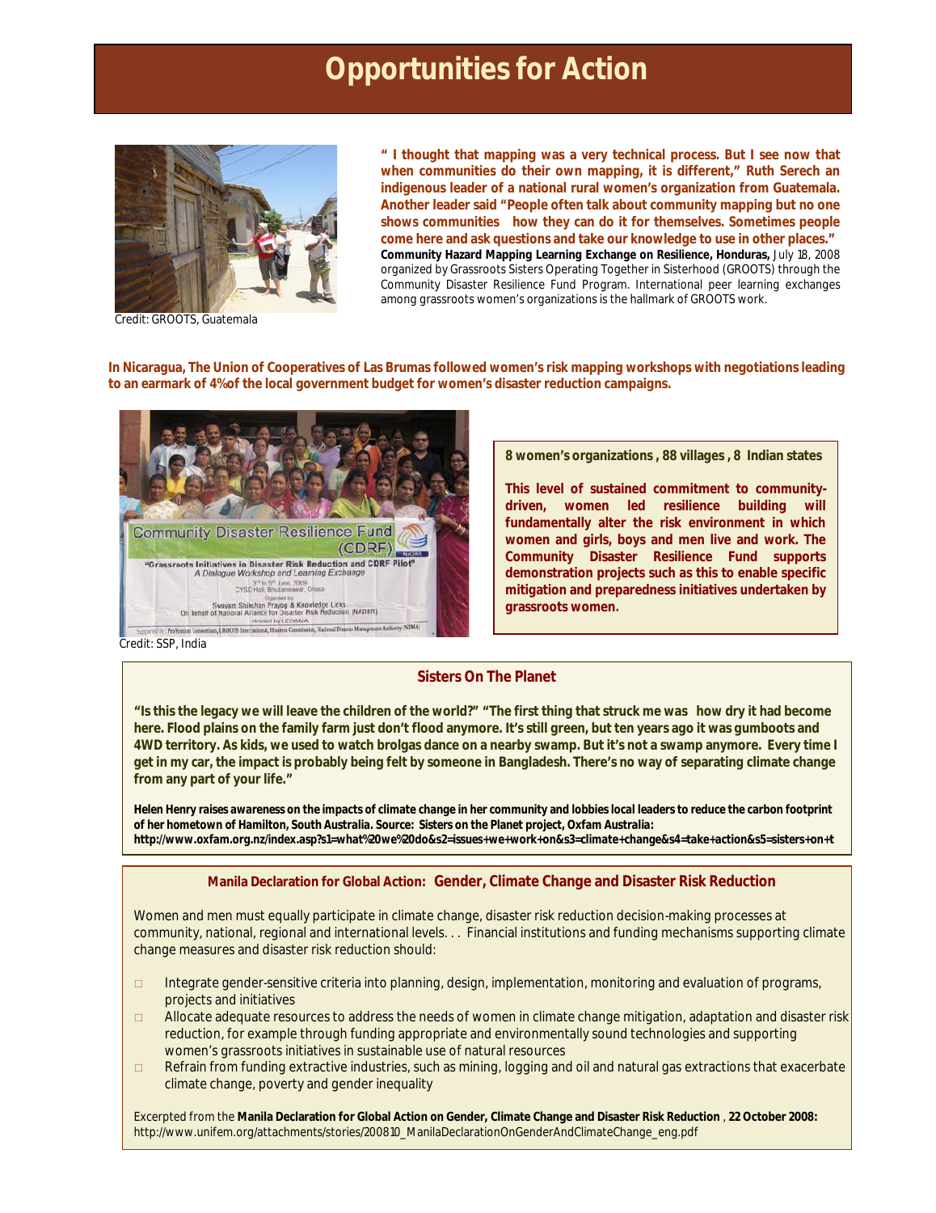# Opportunities for Action

Credit: GROOTS, Guatemala

**" I thought that mapping was a very technical process. But I see now that when communities do their own mapping, it is different," Ruth Serech an indigenous leader of a national rural women's organization from Guatemala. Another leader said "People often talk about community mapping but no one shows communities how they can do it for themselves. Sometimes people come here and ask questions and take our knowledge to use in other places."**
**Community Hazard Mapping Learning Exchange on Resilience, Honduras,** July 18, 2008 organized by Grassroots Sisters Operating Together in Sisterhood (GROOTS) through the Community Disaster Resilience Fund Program. International peer learning exchanges among grassroots women's organizations is the hallmark of GROOTS work.

**In Nicaragua, The Union of Cooperatives of Las Brumas followed women's risk mapping workshops with negotiations leading to an earmark of 4% of the local government budget for women's disaster reduction campaigns.**

Credit: SSP, India

**8 women's organizations , 88 villages , 8 Indian states**

**This level of sustained commitment to community-driven, women led resilience building will fundamentally alter the risk environment in which women and girls, boys and men live and work. The Community Disaster Resilience Fund supports demonstration projects such as this to enable specific mitigation and preparedness initiatives undertaken by grassroots women.**

## Sisters On The Planet

**"Is this the legacy we will leave the children of the world?" "The first thing that struck me was how dry it had become here. Flood plains on the family farm just don't flood anymore. It's still green, but ten years ago it was gumboots and 4WD territory. As kids, we used to watch brolgas dance on a nearby swamp. But it's not a swamp anymore. Every time I get in my car, the impact is probably being felt by someone in Bangladesh. There's no way of separating climate change from any part of your life."**

**Helen Henry raises awareness on the impacts of climate change in her community and lobbies local leaders to reduce the carbon footprint of her hometown of Hamilton, South Australia. Source: Sisters on the Planet project, Oxfam Australia: http://www.oxfam.org.nz/index.asp?s1=what%20we%20do&s2=issues+we+work+on&s3=climate+change&s4=take+action&s5=sisters+on+t**

## Manila Declaration for Global Action: Gender, Climate Change and Disaster Risk Reduction

Women and men must equally participate in climate change, disaster risk reduction decision-making processes at community, national, regional and international levels. . . Financial institutions and funding mechanisms supporting climate change measures and disaster risk reduction should:

- Integrate gender-sensitive criteria into planning, design, implementation, monitoring and evaluation of programs, projects and initiatives
- Allocate adequate resources to address the needs of women in climate change mitigation, adaptation and disaster risk reduction, for example through funding appropriate and environmentally sound technologies and supporting women's grassroots initiatives in sustainable use of natural resources
- Refrain from funding extractive industries, such as mining, logging and oil and natural gas extractions that exacerbate climate change, poverty and gender inequality

Excerpted from the **Manila Declaration for Global Action on Gender, Climate Change and Disaster Risk Reduction** , **22 October 2008:** http://www.unifem.org/attachments/stories/200810_ManilaDeclarationOnGenderAndClimateChange_eng.pdf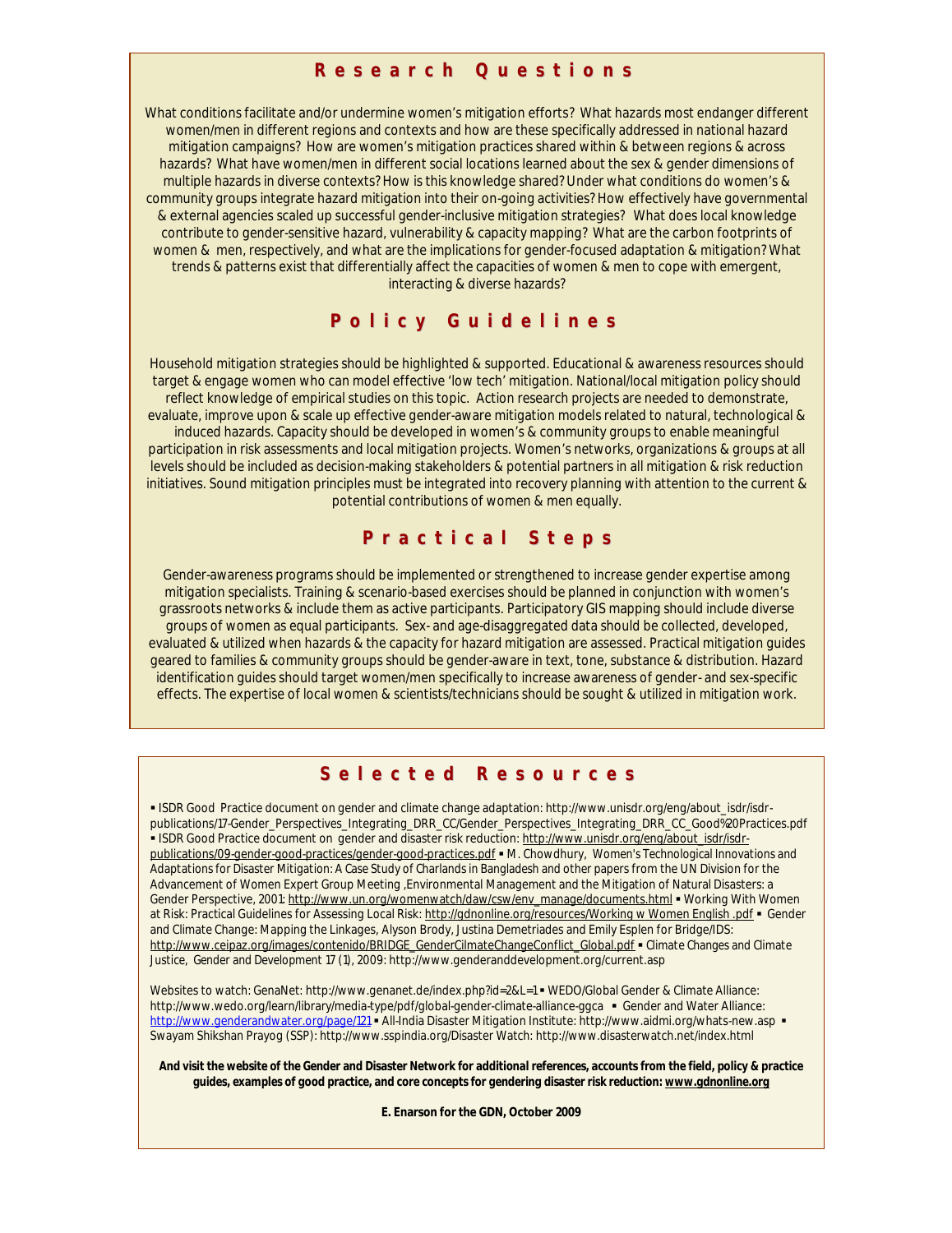## Research Questions

What conditions facilitate and/or undermine women's mitigation efforts? What hazards most endanger different women/men in different regions and contexts and how are these specifically addressed in national hazard mitigation campaigns? How are women's mitigation practices shared within & between regions & across hazards? What have women/men in different social locations learned about the sex & gender dimensions of multiple hazards in diverse contexts? How is this knowledge shared? Under what conditions do women's & community groups integrate hazard mitigation into their on-going activities? How effectively have governmental & external agencies scaled up successful gender-inclusive mitigation strategies? What does local knowledge contribute to gender-sensitive hazard, vulnerability & capacity mapping? What are the carbon footprints of women & men, respectively, and what are the implications for gender-focused adaptation & mitigation? What trends & patterns exist that differentially affect the capacities of women & men to cope with emergent, interacting & diverse hazards?

## Policy Guidelines

Household mitigation strategies should be highlighted & supported. Educational & awareness resources should target & engage women who can model effective 'low tech' mitigation. National/local mitigation policy should reflect knowledge of empirical studies on this topic. Action research projects are needed to demonstrate, evaluate, improve upon & scale up effective gender-aware mitigation models related to natural, technological & induced hazards. Capacity should be developed in women's & community groups to enable meaningful participation in risk assessments and local mitigation projects. Women's networks, organizations & groups at all levels should be included as decision-making stakeholders & potential partners in all mitigation & risk reduction initiatives. Sound mitigation principles must be integrated into recovery planning with attention to the current & potential contributions of women & men equally.

## Practical Steps

Gender-awareness programs should be implemented or strengthened to increase gender expertise among mitigation specialists. Training & scenario-based exercises should be planned in conjunction with women's grassroots networks & include them as active participants. Participatory GIS mapping should include diverse groups of women as equal participants. Sex- and age-disaggregated data should be collected, developed, evaluated & utilized when hazards & the capacity for hazard mitigation are assessed. Practical mitigation guides geared to families & community groups should be gender-aware in text, tone, substance & distribution. Hazard identification guides should target women/men specifically to increase awareness of gender- and sex-specific effects. The expertise of local women & scientists/technicians should be sought & utilized in mitigation work.

## Selected Resources

▪ ISDR Good Practice document on gender and climate change adaptation: http://www.unisdr.org/eng/about_isdr/isdr-publications/17-Gender_Perspectives_Integrating_DRR_CC/Gender_Perspectives_Integrating_DRR_CC_Good%20Practices.pdf ▪ ISDR Good Practice document on gender and disaster risk reduction: http://www.unisdr.org/eng/about_isdr/isdr-publications/09-gender-good-practices/gender-good-practices.pdf ▪ M. Chowdhury, Women's Technological Innovations and Adaptations for Disaster Mitigation: A Case Study of Charlands in Bangladesh and other papers from the UN Division for the Advancement of Women Expert Group Meeting ,Environmental Management and the Mitigation of Natural Disasters: a Gender Perspective, 2001: http://www.un.org/womenwatch/daw/csw/env_manage/documents.html ▪ Working With Women at Risk: Practical Guidelines for Assessing Local Risk: http://gdnonline.org/resources/Working w Women English .pdf ▪ Gender and Climate Change: Mapping the Linkages, Alyson Brody, Justina Demetriades and Emily Esplen for Bridge/IDS: http://www.ceipaz.org/images/contenido/BRIDGE_GenderCilmateChangeConflict_Global.pdf ▪ Climate Changes and Climate Justice, Gender and Development 17 (1), 2009: http://www.genderanddevelopment.org/current.asp

Websites to watch: GenaNet: http://www.genanet.de/index.php?id=2&L=1 ▪ WEDO/Global Gender & Climate Alliance: http://www.wedo.org/learn/library/media-type/pdf/global-gender-climate-alliance-ggca ▪ Gender and Water Alliance: http://www.genderandwater.org/page/121 ▪ All-India Disaster Mitigation Institute: http://www.aidmi.org/whats-new.asp ▪ Swayam Shikshan Prayog (SSP): http://www.sspindia.org/Disaster Watch: http://www.disasterwatch.net/index.html

**And visit the website of the Gender and Disaster Network for additional references, accounts from the field, policy & practice guides, examples of good practice, and core concepts for gendering disaster risk reduction: www.gdnonline.org**

**E. Enarson for the GDN, October 2009**